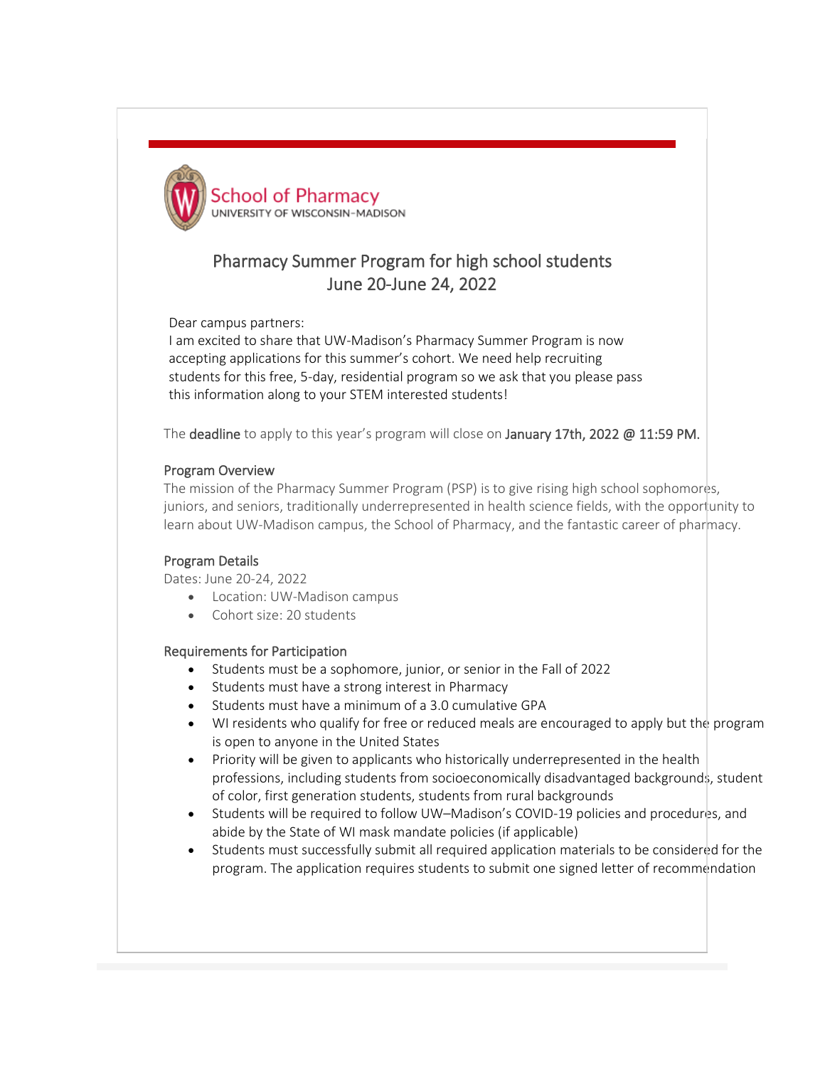School of Pharmacy
UNIVERSITY OF WISCONSIN–MADISON

# Pharmacy Summer Program for high school students
## June 20-June 24, 2022

Dear campus partners:
I am excited to share that UW-Madison's Pharmacy Summer Program is now accepting applications for this summer's cohort. We need help recruiting students for this free, 5-day, residential program so we ask that you please pass this information along to your STEM interested students!

The **deadline** to apply to this year's program will close on **January 17th, 2022 @ 11:59 PM.**

### Program Overview
The mission of the Pharmacy Summer Program (PSP) is to give rising high school sophomores, juniors, and seniors, traditionally underrepresented in health science fields, with the opportunity to learn about UW-Madison campus, the School of Pharmacy, and the fantastic career of pharmacy.

### Program Details
Dates: June 20-24, 2022

- Location: UW-Madison campus
- Cohort size: 20 students

### Requirements for Participation
- Students must be a sophomore, junior, or senior in the Fall of 2022
- Students must have a strong interest in Pharmacy
- Students must have a minimum of a 3.0 cumulative GPA
- WI residents who qualify for free or reduced meals are encouraged to apply but the program is open to anyone in the United States
- Priority will be given to applicants who historically underrepresented in the health professions, including students from socioeconomically disadvantaged backgrounds, student of color, first generation students, students from rural backgrounds
- Students will be required to follow UW–Madison's COVID-19 policies and procedures, and abide by the State of WI mask mandate policies (if applicable)
- Students must successfully submit all required application materials to be considered for the program. The application requires students to submit one signed letter of recommendation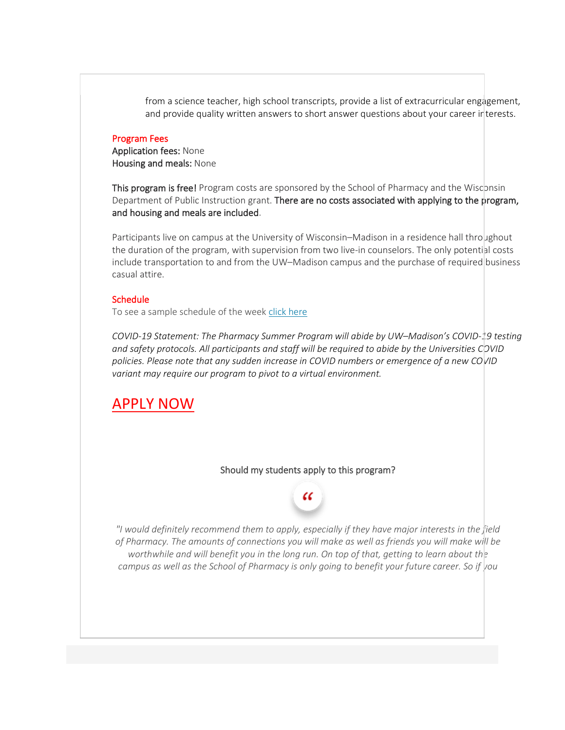from a science teacher, high school transcripts, provide a list of extracurricular engagement, and provide quality written answers to short answer questions about your career interests.

### Program Fees

**Application fees:** None
**Housing and meals:** None

**This program is free!** Program costs are sponsored by the School of Pharmacy and the Wisconsin Department of Public Instruction grant. **There are no costs associated with applying to the program, and housing and meals are included**.

Participants live on campus at the University of Wisconsin–Madison in a residence hall throughout the duration of the program, with supervision from two live-in counselors. The only potential costs include transportation to and from the UW–Madison campus and the purchase of required business casual attire.

### Schedule

To see a sample schedule of the week click here

*COVID-19 Statement: The Pharmacy Summer Program will abide by UW–Madison's COVID-19 testing and safety protocols. All participants and staff will be required to abide by the Universities COVID policies. Please note that any sudden increase in COVID numbers or emergence of a new COVID variant may require our program to pivot to a virtual environment.*

## APPLY NOW

Should my students apply to this program?

“

*"I would definitely recommend them to apply, especially if they have major interests in the field of Pharmacy. The amounts of connections you will make as well as friends you will make will be worthwhile and will benefit you in the long run. On top of that, getting to learn about the campus as well as the School of Pharmacy is only going to benefit your future career. So if you*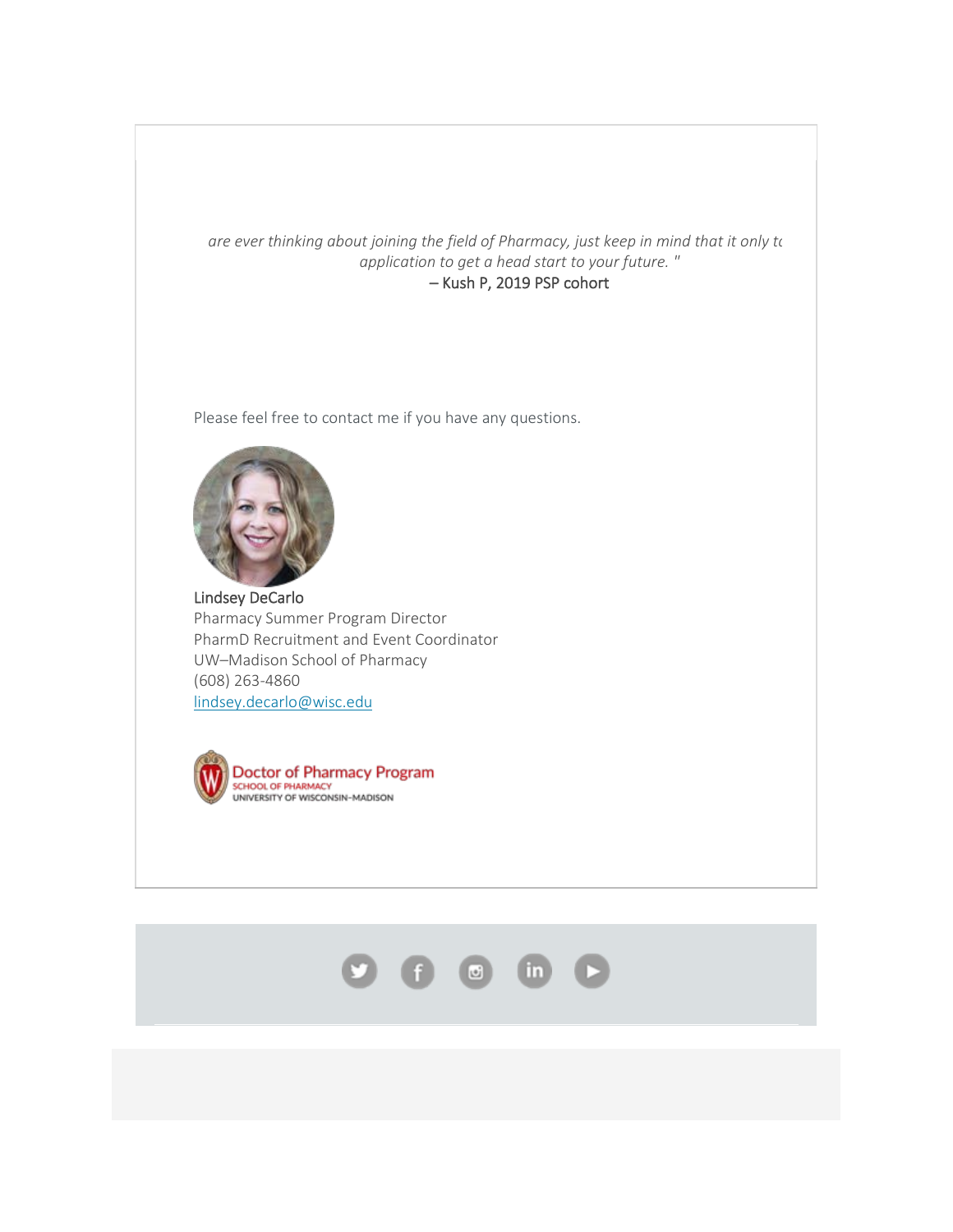*are ever thinking about joining the field of Pharmacy, just keep in mind that it only ta application to get a head start to your future. "*

– Kush P, 2019 PSP cohort

Please feel free to contact me if you have any questions.

Lindsey DeCarlo
Pharmacy Summer Program Director
PharmD Recruitment and Event Coordinator
UW–Madison School of Pharmacy
(608) 263-4860
lindsey.decarlo@wisc.edu

Doctor of Pharmacy Program
SCHOOL OF PHARMACY
UNIVERSITY OF WISCONSIN-MADISON